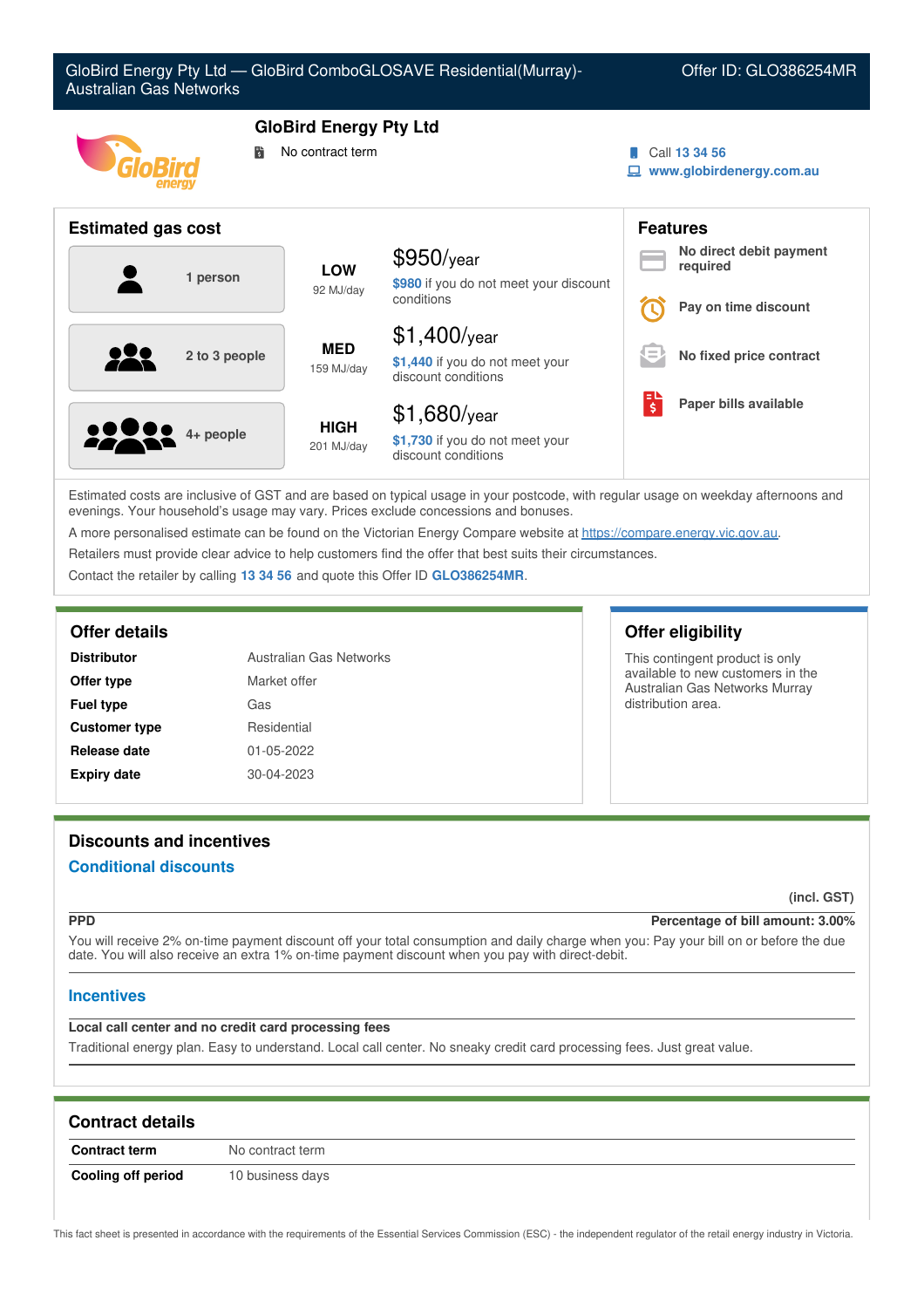# GloBird Energy Pty Ltd — GloBird ComboGLOSAVE Residential(Murray)-Australian Gas Networks

Offer ID: GLO386254MR

## GloBird Energy Pty Ltd

No contract term

Call **13 34 56**

**www.globirdenergy.com.au**

## Estimated gas cost

| Household | Usage | Cost |
|---|---|---|
| 1 person | **LOW** 92 MJ/day | $950/year — **$980** if you do not meet your discount conditions |
| 2 to 3 people | **MED** 159 MJ/day | $1,400/year — **$1,440** if you do not meet your discount conditions |
| 4+ people | **HIGH** 201 MJ/day | $1,680/year — **$1,730** if you do not meet your discount conditions |

## Features

- **No direct debit payment required**
- **Pay on time discount**
- **No fixed price contract**
- **Paper bills available**

Estimated costs are inclusive of GST and are based on typical usage in your postcode, with regular usage on weekday afternoons and evenings. Your household's usage may vary. Prices exclude concessions and bonuses.

A more personalised estimate can be found on the Victorian Energy Compare website at https://compare.energy.vic.gov.au.

Retailers must provide clear advice to help customers find the offer that best suits their circumstances.

Contact the retailer by calling **13 34 56** and quote this Offer ID **GLO386254MR**.

## Offer details

| | |
|---|---|
| **Distributor** | Australian Gas Networks |
| **Offer type** | Market offer |
| **Fuel type** | Gas |
| **Customer type** | Residential |
| **Release date** | 01-05-2022 |
| **Expiry date** | 30-04-2023 |

## Offer eligibility

This contingent product is only available to new customers in the Australian Gas Networks Murray distribution area.

## Discounts and incentives

### Conditional discounts

(incl. GST)

**PPD** — **Percentage of bill amount: 3.00%**

You will receive 2% on-time payment discount off your total consumption and daily charge when you: Pay your bill on or before the due date. You will also receive an extra 1% on-time payment discount when you pay with direct-debit.

### Incentives

**Local call center and no credit card processing fees**

Traditional energy plan. Easy to understand. Local call center. No sneaky credit card processing fees. Just great value.

## Contract details

| | |
|---|---|
| **Contract term** | No contract term |
| **Cooling off period** | 10 business days |

This fact sheet is presented in accordance with the requirements of the Essential Services Commission (ESC) - the independent regulator of the retail energy industry in Victoria.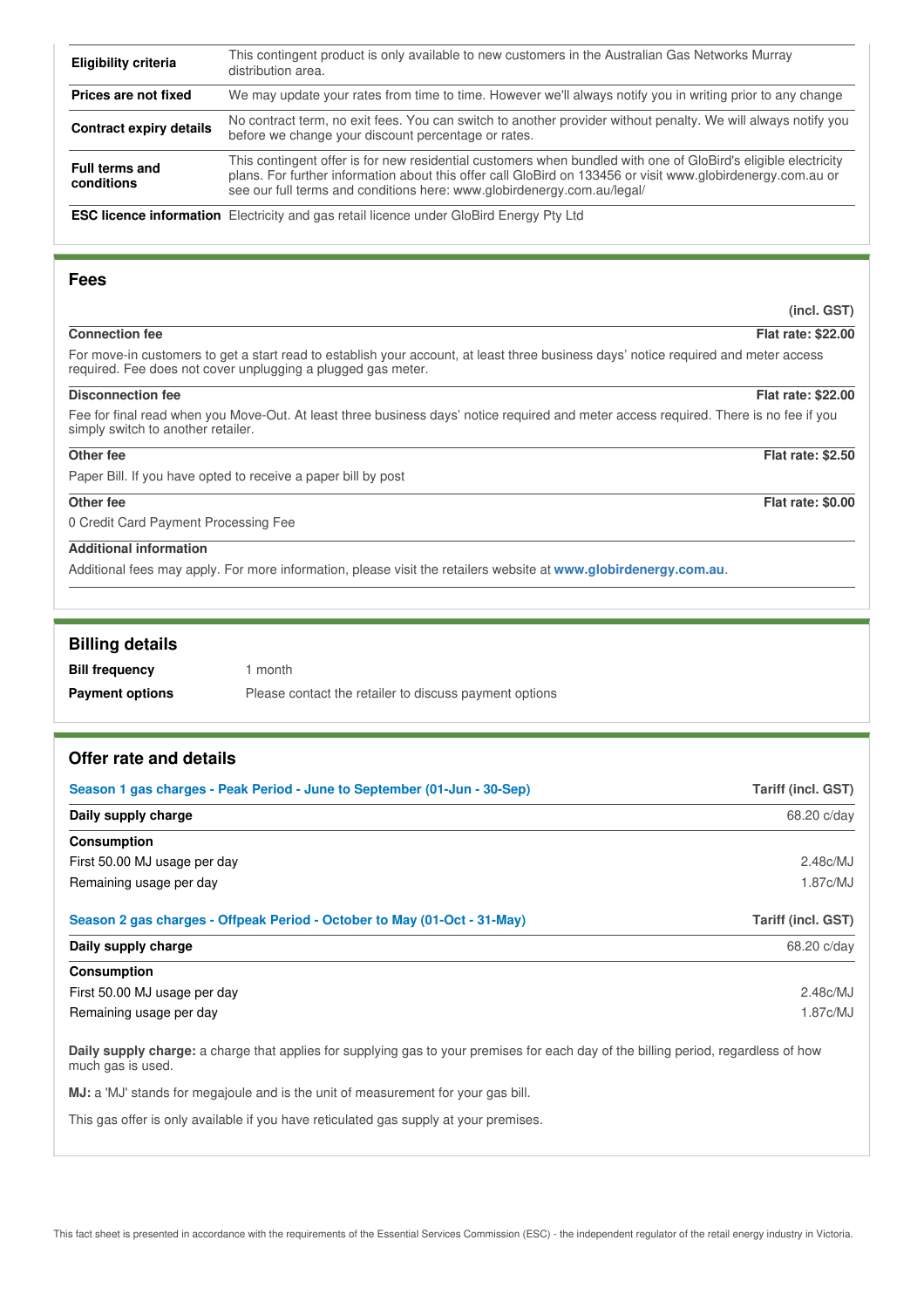| | |
|---|---|
| **Eligibility criteria** | This contingent product is only available to new customers in the Australian Gas Networks Murray distribution area. |
| **Prices are not fixed** | We may update your rates from time to time. However we'll always notify you in writing prior to any change |
| **Contract expiry details** | No contract term, no exit fees. You can switch to another provider without penalty. We will always notify you before we change your discount percentage or rates. |
| **Full terms and conditions** | This contingent offer is for new residential customers when bundled with one of GloBird's eligible electricity plans. For further information about this offer call GloBird on 133456 or visit www.globirdenergy.com.au or see our full terms and conditions here: www.globirdenergy.com.au/legal/ |
| **ESC licence information** | Electricity and gas retail licence under GloBird Energy Pty Ltd |

## Fees

| | (incl. GST) |
|---|---|
| **Connection fee** | **Flat rate: $22.00** |

For move-in customers to get a start read to establish your account, at least three business days' notice required and meter access required. Fee does not cover unplugging a plugged gas meter.

| | |
|---|---|
| **Disconnection fee** | **Flat rate: $22.00** |

Fee for final read when you Move-Out. At least three business days' notice required and meter access required. There is no fee if you simply switch to another retailer.

| | |
|---|---|
| **Other fee** | **Flat rate: $2.50** |

Paper Bill. If you have opted to receive a paper bill by post

| | |
|---|---|
| **Other fee** | **Flat rate: $0.00** |

0 Credit Card Payment Processing Fee

**Additional information**

Additional fees may apply. For more information, please visit the retailers website at **www.globirdenergy.com.au**.

## Billing details

| | |
|---|---|
| **Bill frequency** | 1 month |
| **Payment options** | Please contact the retailer to discuss payment options |

## Offer rate and details

| Season 1 gas charges - Peak Period - June to September (01-Jun - 30-Sep) | Tariff (incl. GST) |
|---|---|
| **Daily supply charge** | 68.20 c/day |
| **Consumption** | |
| First 50.00 MJ usage per day | 2.48c/MJ |
| Remaining usage per day | 1.87c/MJ |

| Season 2 gas charges - Offpeak Period - October to May (01-Oct - 31-May) | Tariff (incl. GST) |
|---|---|
| **Daily supply charge** | 68.20 c/day |
| **Consumption** | |
| First 50.00 MJ usage per day | 2.48c/MJ |
| Remaining usage per day | 1.87c/MJ |

**Daily supply charge:** a charge that applies for supplying gas to your premises for each day of the billing period, regardless of how much gas is used.

**MJ:** a 'MJ' stands for megajoule and is the unit of measurement for your gas bill.

This gas offer is only available if you have reticulated gas supply at your premises.

This fact sheet is presented in accordance with the requirements of the Essential Services Commission (ESC) - the independent regulator of the retail energy industry in Victoria.